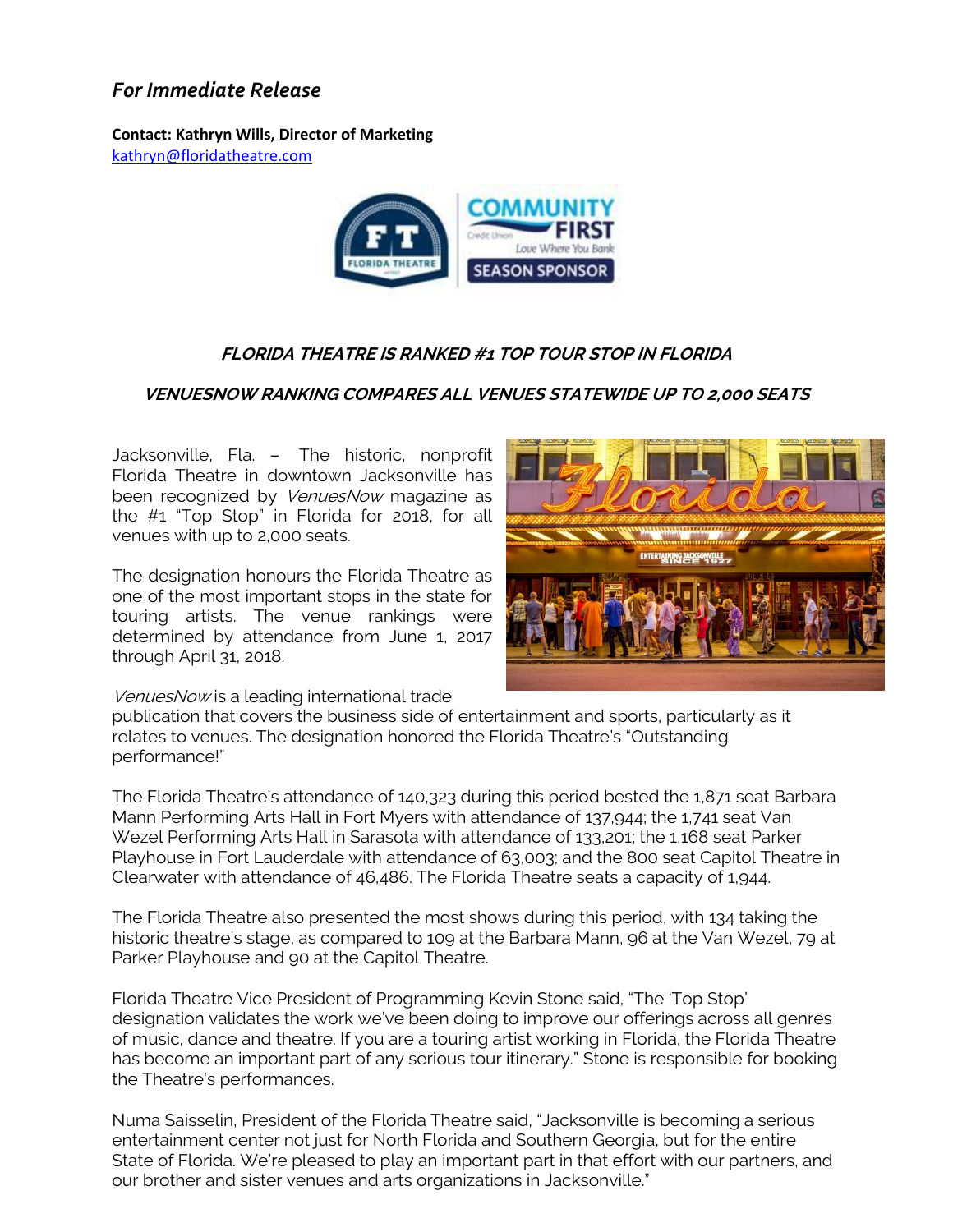*For Immediate Release*

**Contact: Kathryn Wills, Director of Marketing**
kathryn@floridatheatre.com

## *FLORIDA THEATRE IS RANKED #1 TOP TOUR STOP IN FLORIDA*

### *VENUESNOW RANKING COMPARES ALL VENUES STATEWIDE UP TO 2,000 SEATS*

Jacksonville, Fla. – The historic, nonprofit Florida Theatre in downtown Jacksonville has been recognized by *VenuesNow* magazine as the #1 "Top Stop" in Florida for 2018, for all venues with up to 2,000 seats.

The designation honours the Florida Theatre as one of the most important stops in the state for touring artists. The venue rankings were determined by attendance from June 1, 2017 through April 31, 2018.

*VenuesNow* is a leading international trade publication that covers the business side of entertainment and sports, particularly as it relates to venues. The designation honored the Florida Theatre's "Outstanding performance!"

The Florida Theatre's attendance of 140,323 during this period bested the 1,871 seat Barbara Mann Performing Arts Hall in Fort Myers with attendance of 137,944; the 1,741 seat Van Wezel Performing Arts Hall in Sarasota with attendance of 133,201; the 1,168 seat Parker Playhouse in Fort Lauderdale with attendance of 63,003; and the 800 seat Capitol Theatre in Clearwater with attendance of 46,486. The Florida Theatre seats a capacity of 1,944.

The Florida Theatre also presented the most shows during this period, with 134 taking the historic theatre's stage, as compared to 109 at the Barbara Mann, 96 at the Van Wezel, 79 at Parker Playhouse and 90 at the Capitol Theatre.

Florida Theatre Vice President of Programming Kevin Stone said, "The 'Top Stop' designation validates the work we've been doing to improve our offerings across all genres of music, dance and theatre. If you are a touring artist working in Florida, the Florida Theatre has become an important part of any serious tour itinerary." Stone is responsible for booking the Theatre's performances.

Numa Saisselin, President of the Florida Theatre said, "Jacksonville is becoming a serious entertainment center not just for North Florida and Southern Georgia, but for the entire State of Florida. We're pleased to play an important part in that effort with our partners, and our brother and sister venues and arts organizations in Jacksonville."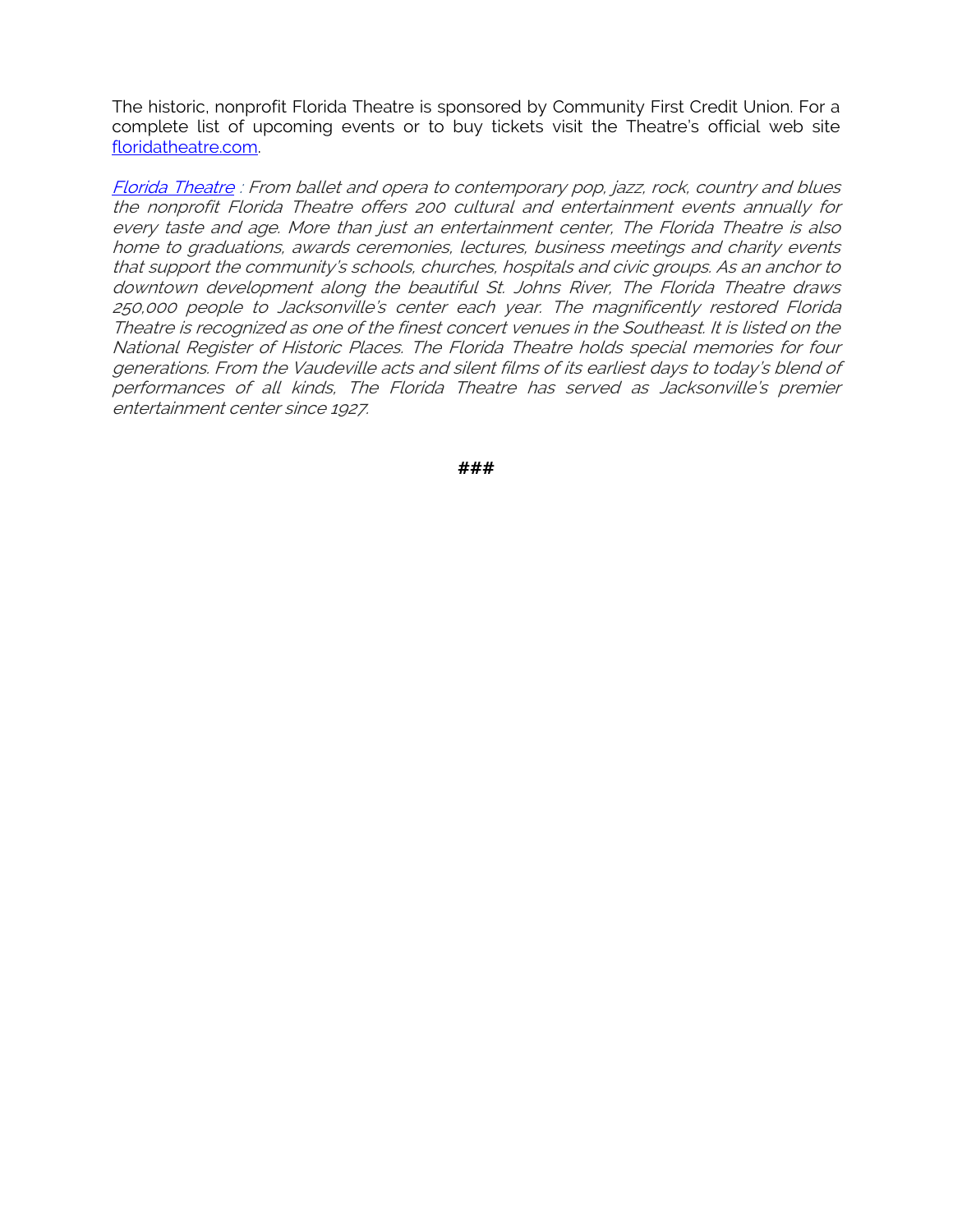The historic, nonprofit Florida Theatre is sponsored by Community First Credit Union. For a complete list of upcoming events or to buy tickets visit the Theatre's official web site floridatheatre.com.

*Florida Theatre : From ballet and opera to contemporary pop, jazz, rock, country and blues the nonprofit Florida Theatre offers 200 cultural and entertainment events annually for every taste and age. More than just an entertainment center, The Florida Theatre is also home to graduations, awards ceremonies, lectures, business meetings and charity events that support the community's schools, churches, hospitals and civic groups. As an anchor to downtown development along the beautiful St. Johns River, The Florida Theatre draws 250,000 people to Jacksonville's center each year. The magnificently restored Florida Theatre is recognized as one of the finest concert venues in the Southeast. It is listed on the National Register of Historic Places. The Florida Theatre holds special memories for four generations. From the Vaudeville acts and silent films of its earliest days to today's blend of performances of all kinds, The Florida Theatre has served as Jacksonville's premier entertainment center since 1927.*

**###**